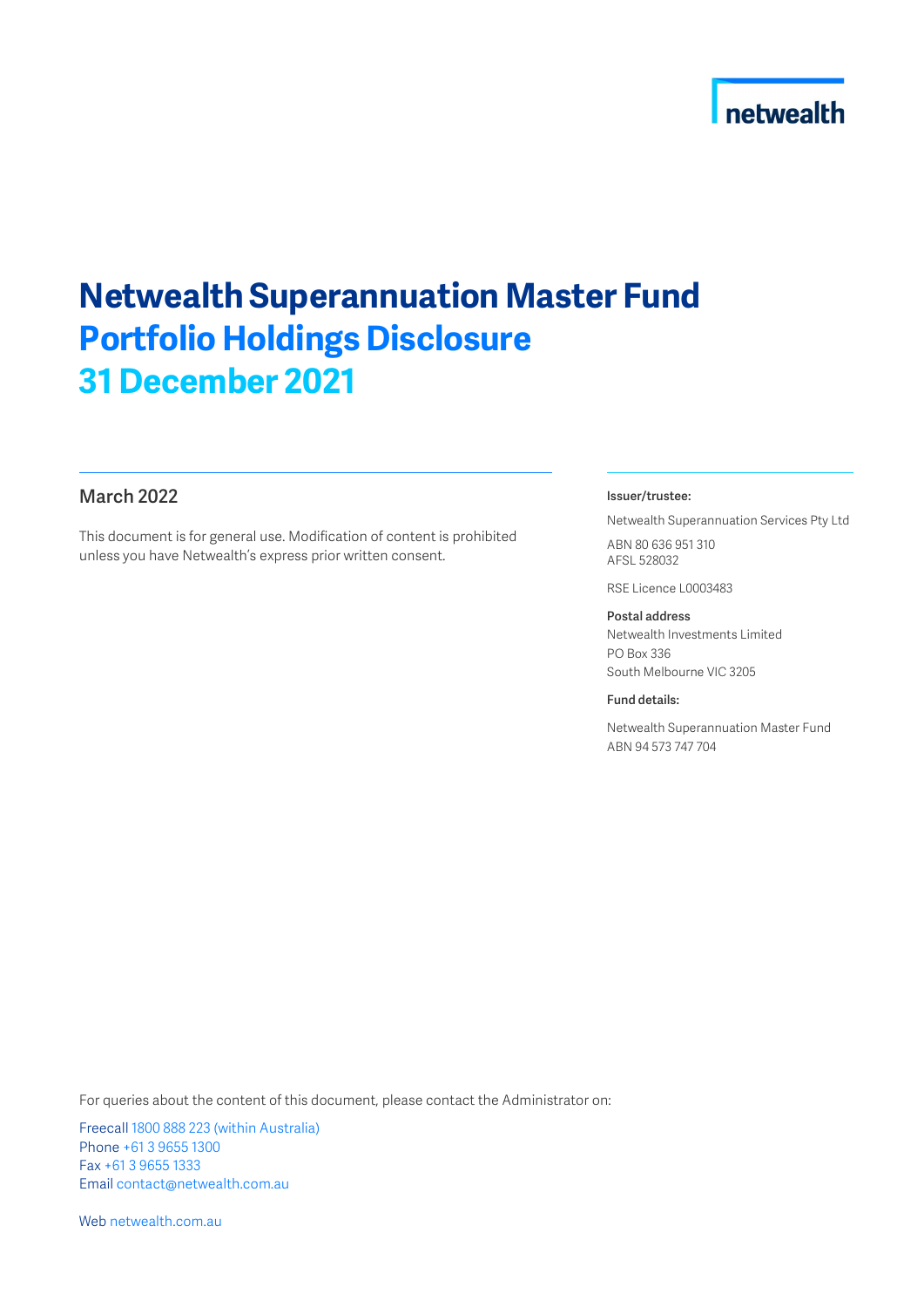netwealth

# Netwealth Superannuation Master Fund
## Portfolio Holdings Disclosure
## 31 December 2021

March 2022

This document is for general use. Modification of content is prohibited unless you have Netwealth's express prior written consent.

**Issuer/trustee:**

Netwealth Superannuation Services Pty Ltd

ABN 80 636 951 310
AFSL 528032

RSE Licence L0003483

**Postal address**
Netwealth Investments Limited
PO Box 336
South Melbourne VIC 3205

**Fund details:**

Netwealth Superannuation Master Fund
ABN 94 573 747 704

For queries about the content of this document, please contact the Administrator on:

Freecall 1800 888 223 (within Australia)
Phone +61 3 9655 1300
Fax +61 3 9655 1333
Email contact@netwealth.com.au

Web netwealth.com.au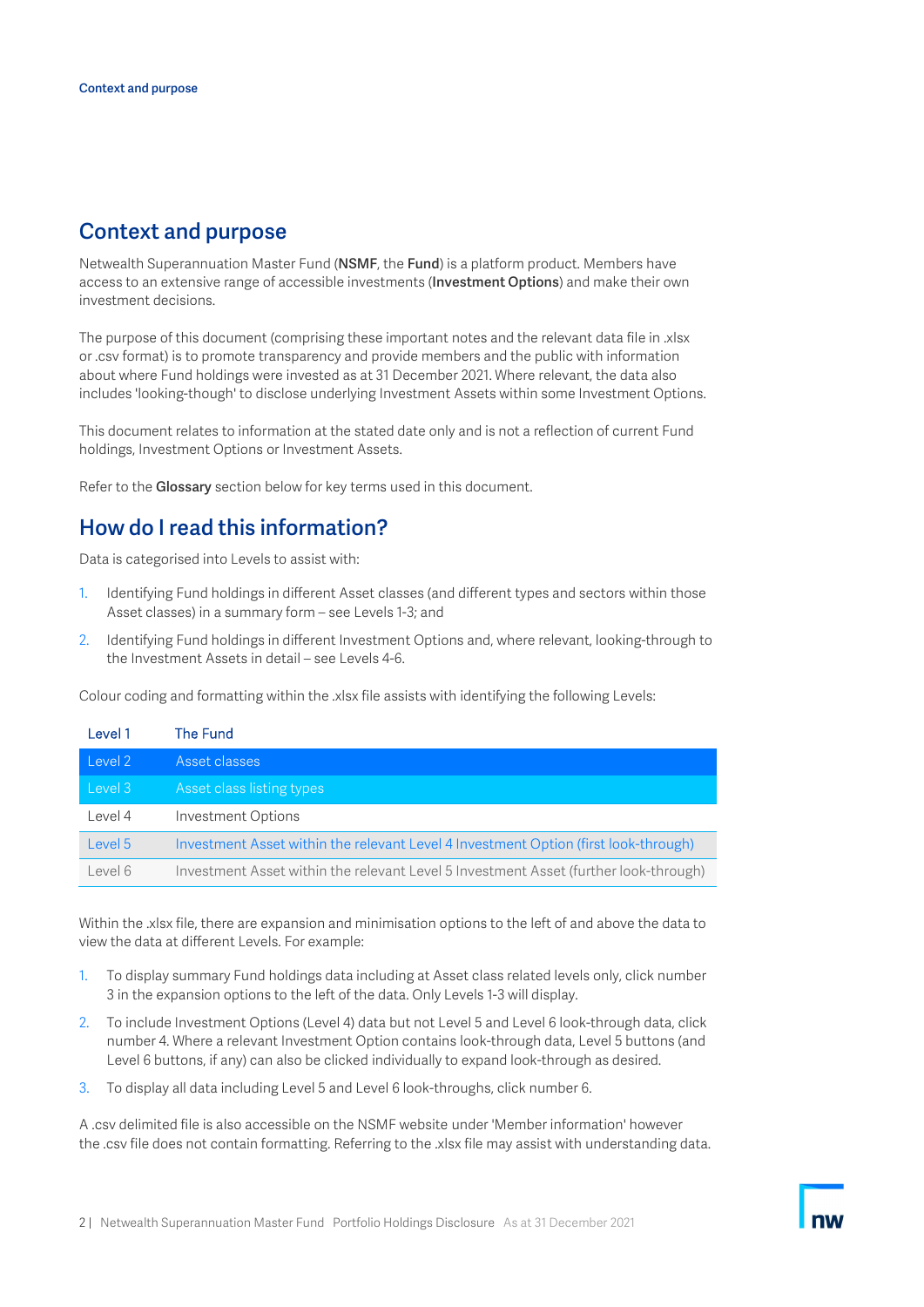## Context and purpose

Netwealth Superannuation Master Fund (**NSMF**, the **Fund**) is a platform product. Members have access to an extensive range of accessible investments (**Investment Options**) and make their own investment decisions.

The purpose of this document (comprising these important notes and the relevant data file in .xlsx or .csv format) is to promote transparency and provide members and the public with information about where Fund holdings were invested as at 31 December 2021. Where relevant, the data also includes 'looking-though' to disclose underlying Investment Assets within some Investment Options.

This document relates to information at the stated date only and is not a reflection of current Fund holdings, Investment Options or Investment Assets.

Refer to the **Glossary** section below for key terms used in this document.

## How do I read this information?

Data is categorised into Levels to assist with:

1. Identifying Fund holdings in different Asset classes (and different types and sectors within those Asset classes) in a summary form – see Levels 1-3; and
2. Identifying Fund holdings in different Investment Options and, where relevant, looking-through to the Investment Assets in detail – see Levels 4-6.

Colour coding and formatting within the .xlsx file assists with identifying the following Levels:

| | |
|---|---|
| Level 1 | The Fund |
| Level 2 | Asset classes |
| Level 3 | Asset class listing types |
| Level 4 | Investment Options |
| Level 5 | Investment Asset within the relevant Level 4 Investment Option (first look-through) |
| Level 6 | Investment Asset within the relevant Level 5 Investment Asset (further look-through) |

Within the .xlsx file, there are expansion and minimisation options to the left of and above the data to view the data at different Levels. For example:

1. To display summary Fund holdings data including at Asset class related levels only, click number 3 in the expansion options to the left of the data. Only Levels 1-3 will display.
2. To include Investment Options (Level 4) data but not Level 5 and Level 6 look-through data, click number 4. Where a relevant Investment Option contains look-through data, Level 5 buttons (and Level 6 buttons, if any) can also be clicked individually to expand look-through as desired.
3. To display all data including Level 5 and Level 6 look-throughs, click number 6.

A .csv delimited file is also accessible on the NSMF website under 'Member information' however the .csv file does not contain formatting. Referring to the .xlsx file may assist with understanding data.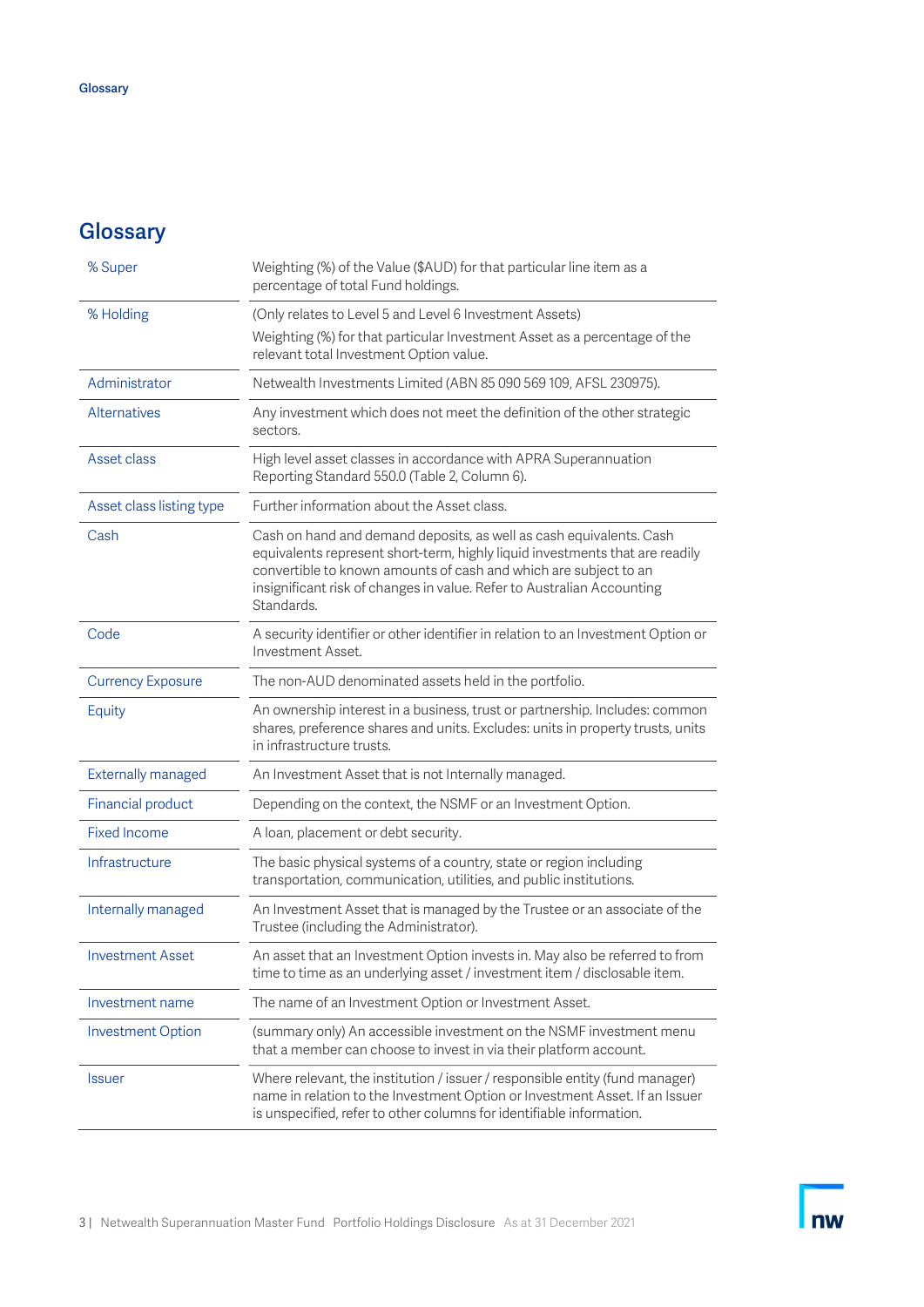## Glossary

| | |
|---|---|
| % Super | Weighting (%) of the Value ($AUD) for that particular line item as a percentage of total Fund holdings. |
| % Holding | (Only relates to Level 5 and Level 6 Investment Assets)<br>Weighting (%) for that particular Investment Asset as a percentage of the relevant total Investment Option value. |
| Administrator | Netwealth Investments Limited (ABN 85 090 569 109, AFSL 230975). |
| Alternatives | Any investment which does not meet the definition of the other strategic sectors. |
| Asset class | High level asset classes in accordance with APRA Superannuation Reporting Standard 550.0 (Table 2, Column 6). |
| Asset class listing type | Further information about the Asset class. |
| Cash | Cash on hand and demand deposits, as well as cash equivalents. Cash equivalents represent short-term, highly liquid investments that are readily convertible to known amounts of cash and which are subject to an insignificant risk of changes in value. Refer to Australian Accounting Standards. |
| Code | A security identifier or other identifier in relation to an Investment Option or Investment Asset. |
| Currency Exposure | The non-AUD denominated assets held in the portfolio. |
| Equity | An ownership interest in a business, trust or partnership. Includes: common shares, preference shares and units. Excludes: units in property trusts, units in infrastructure trusts. |
| Externally managed | An Investment Asset that is not Internally managed. |
| Financial product | Depending on the context, the NSMF or an Investment Option. |
| Fixed Income | A loan, placement or debt security. |
| Infrastructure | The basic physical systems of a country, state or region including transportation, communication, utilities, and public institutions. |
| Internally managed | An Investment Asset that is managed by the Trustee or an associate of the Trustee (including the Administrator). |
| Investment Asset | An asset that an Investment Option invests in. May also be referred to from time to time as an underlying asset / investment item / disclosable item. |
| Investment name | The name of an Investment Option or Investment Asset. |
| Investment Option | (summary only) An accessible investment on the NSMF investment menu that a member can choose to invest in via their platform account. |
| Issuer | Where relevant, the institution / issuer / responsible entity (fund manager) name in relation to the Investment Option or Investment Asset. If an Issuer is unspecified, refer to other columns for identifiable information. |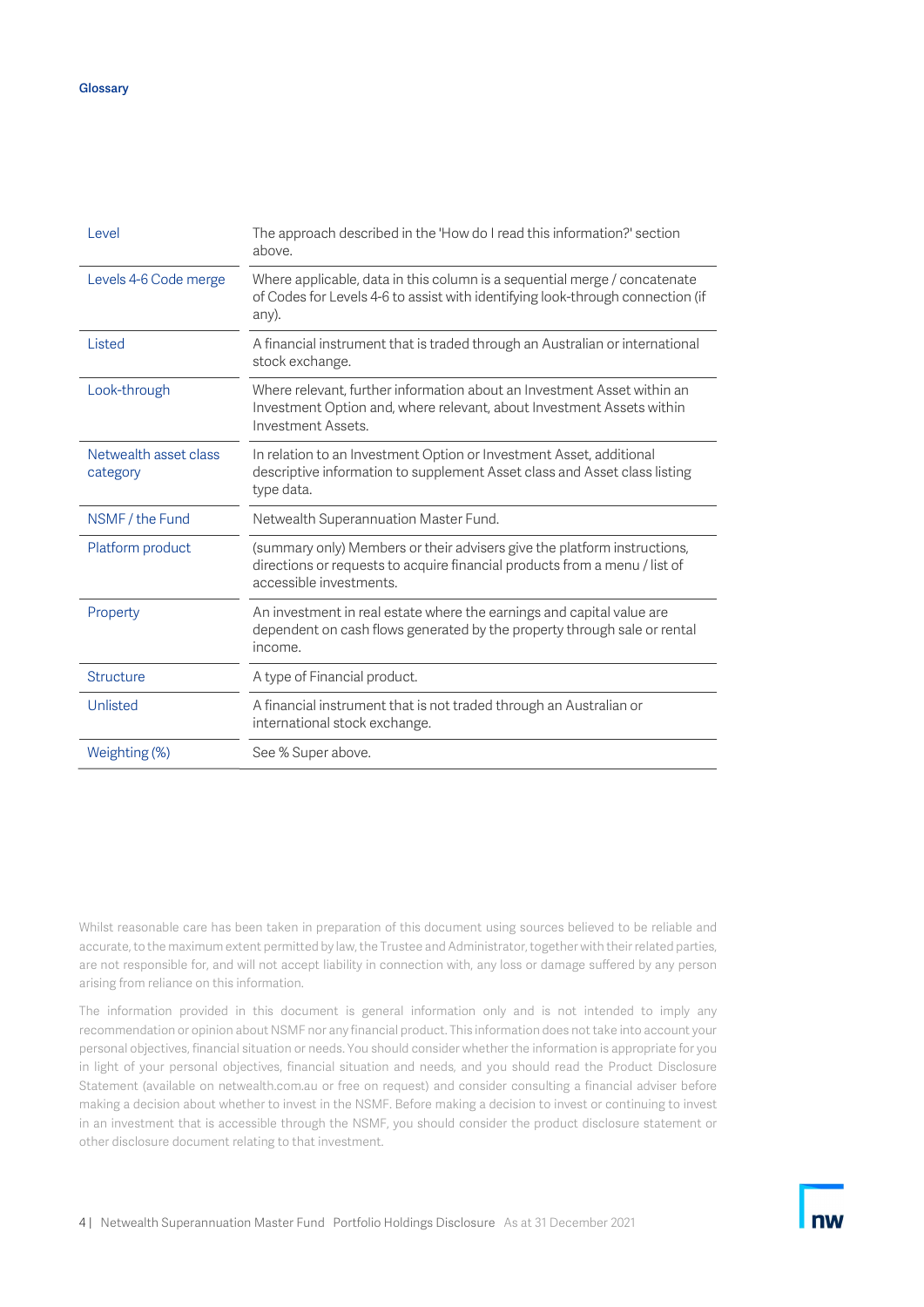Glossary

| | |
|---|---|
| Level | The approach described in the 'How do I read this information?' section above. |
| Levels 4-6 Code merge | Where applicable, data in this column is a sequential merge / concatenate of Codes for Levels 4-6 to assist with identifying look-through connection (if any). |
| Listed | A financial instrument that is traded through an Australian or international stock exchange. |
| Look-through | Where relevant, further information about an Investment Asset within an Investment Option and, where relevant, about Investment Assets within Investment Assets. |
| Netwealth asset class category | In relation to an Investment Option or Investment Asset, additional descriptive information to supplement Asset class and Asset class listing type data. |
| NSMF / the Fund | Netwealth Superannuation Master Fund. |
| Platform product | (summary only) Members or their advisers give the platform instructions, directions or requests to acquire financial products from a menu / list of accessible investments. |
| Property | An investment in real estate where the earnings and capital value are dependent on cash flows generated by the property through sale or rental income. |
| Structure | A type of Financial product. |
| Unlisted | A financial instrument that is not traded through an Australian or international stock exchange. |
| Weighting (%) | See % Super above. |

Whilst reasonable care has been taken in preparation of this document using sources believed to be reliable and accurate, to the maximum extent permitted by law, the Trustee and Administrator, together with their related parties, are not responsible for, and will not accept liability in connection with, any loss or damage suffered by any person arising from reliance on this information.

The information provided in this document is general information only and is not intended to imply any recommendation or opinion about NSMF nor any financial product. This information does not take into account your personal objectives, financial situation or needs. You should consider whether the information is appropriate for you in light of your personal objectives, financial situation and needs, and you should read the Product Disclosure Statement (available on netwealth.com.au or free on request) and consider consulting a financial adviser before making a decision about whether to invest in the NSMF. Before making a decision to invest or continuing to invest in an investment that is accessible through the NSMF, you should consider the product disclosure statement or other disclosure document relating to that investment.